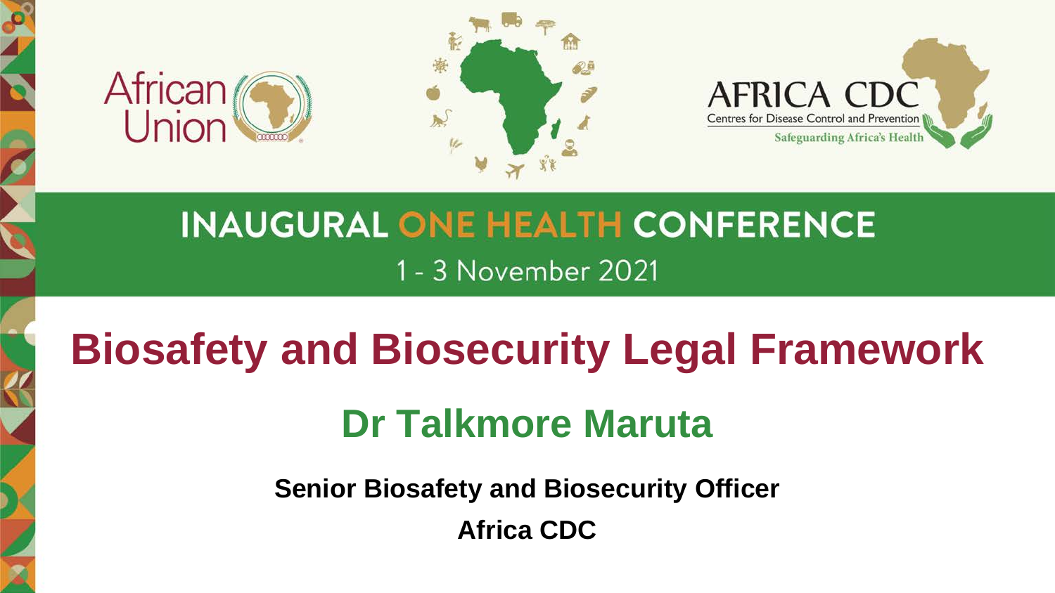African Union

AFRICA CDC

Centres for Disease Control and Prevention

Safeguarding Africa's Health

## INAUGURAL ONE HEALTH CONFERENCE

1 - 3 November 2021

# Biosafety and Biosecurity Legal Framework

## Dr Talkmore Maruta

**Senior Biosafety and Biosecurity Officer**

**Africa CDC**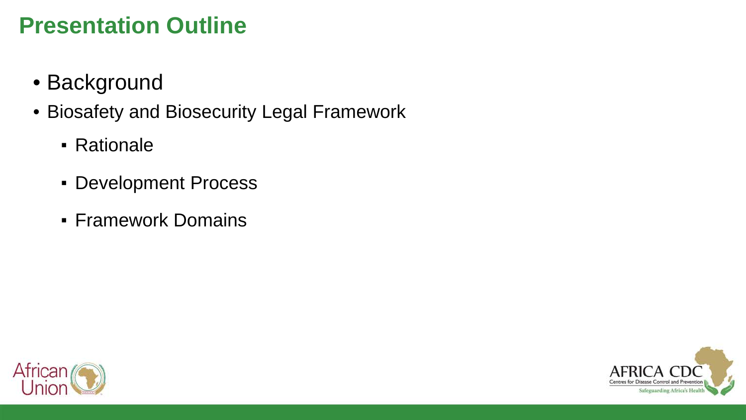# Presentation Outline

- Background
- Biosafety and Biosecurity Legal Framework
  - Rationale
  - Development Process
  - Framework Domains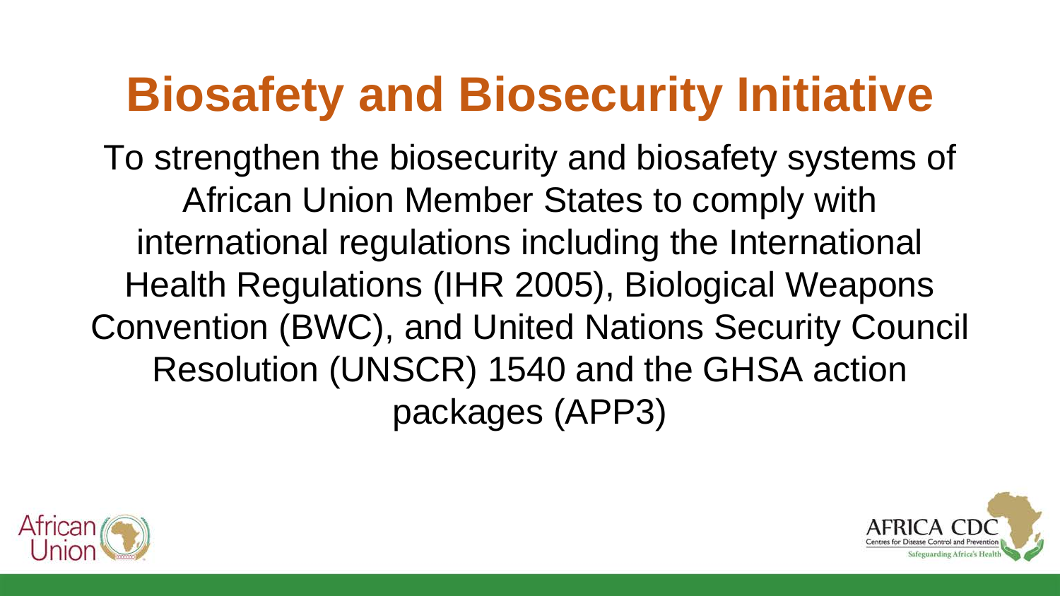# Biosafety and Biosecurity Initiative

To strengthen the biosecurity and biosafety systems of African Union Member States to comply with international regulations including the International Health Regulations (IHR 2005), Biological Weapons Convention (BWC), and United Nations Security Council Resolution (UNSCR) 1540 and the GHSA action packages (APP3)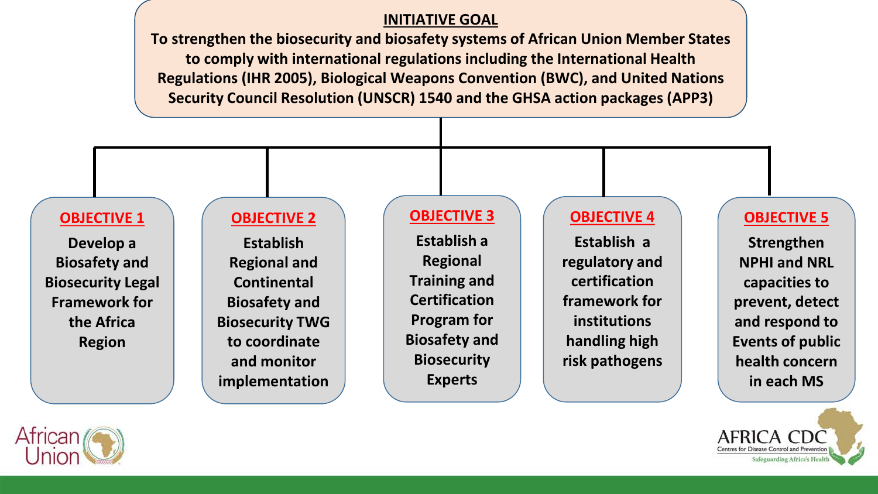## INITIATIVE GOAL

**To strengthen the biosecurity and biosafety systems of African Union Member States to comply with international regulations including the International Health Regulations (IHR 2005), Biological Weapons Convention (BWC), and United Nations Security Council Resolution (UNSCR) 1540 and the GHSA action packages (APP3)**

### OBJECTIVE 1

**Develop a Biosafety and Biosecurity Legal Framework for the Africa Region**

### OBJECTIVE 2

**Establish Regional and Continental Biosafety and Biosecurity TWG to coordinate and monitor implementation**

### OBJECTIVE 3

**Establish a Regional Training and Certification Program for Biosafety and Biosecurity Experts**

### OBJECTIVE 4

**Establish a regulatory and certification framework for institutions handling high risk pathogens**

### OBJECTIVE 5

**Strengthen NPHI and NRL capacities to prevent, detect and respond to Events of public health concern in each MS**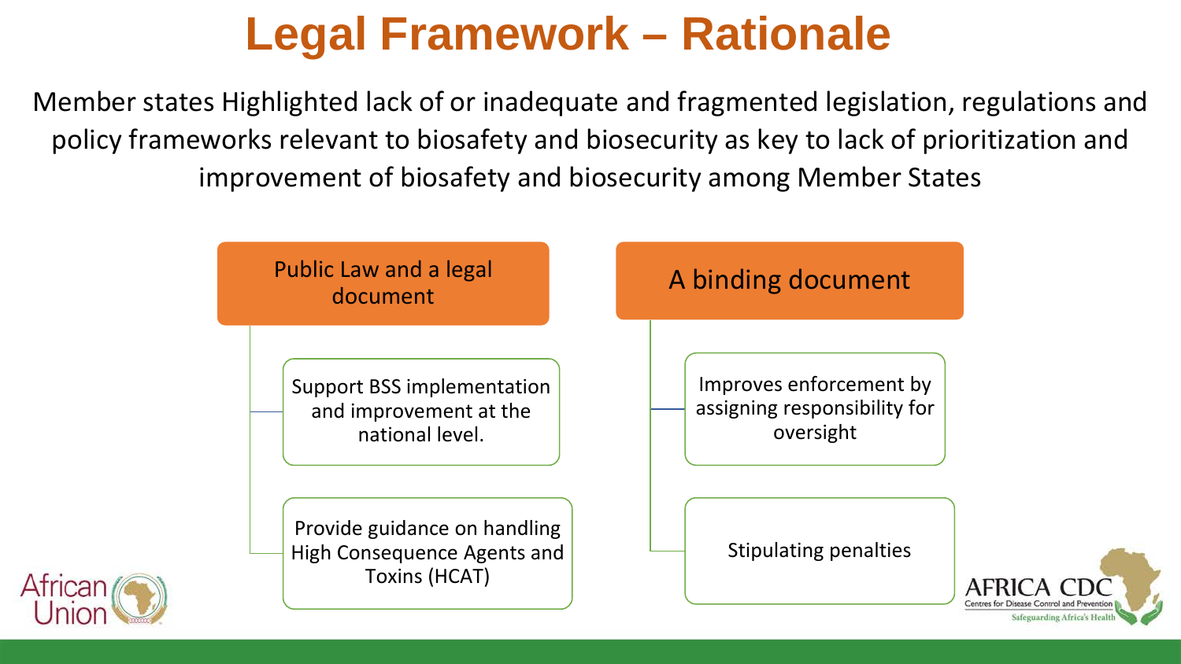# Legal Framework – Rationale

Member states Highlighted lack of or inadequate and fragmented legislation, regulations and policy frameworks relevant to biosafety and biosecurity as key to lack of prioritization and improvement of biosafety and biosecurity among Member States

- **Public Law and a legal document**
  - Support BSS implementation and improvement at the national level.
  - Provide guidance on handling High Consequence Agents and Toxins (HCAT)
- **A binding document**
  - Improves enforcement by assigning responsibility for oversight
  - Stipulating penalties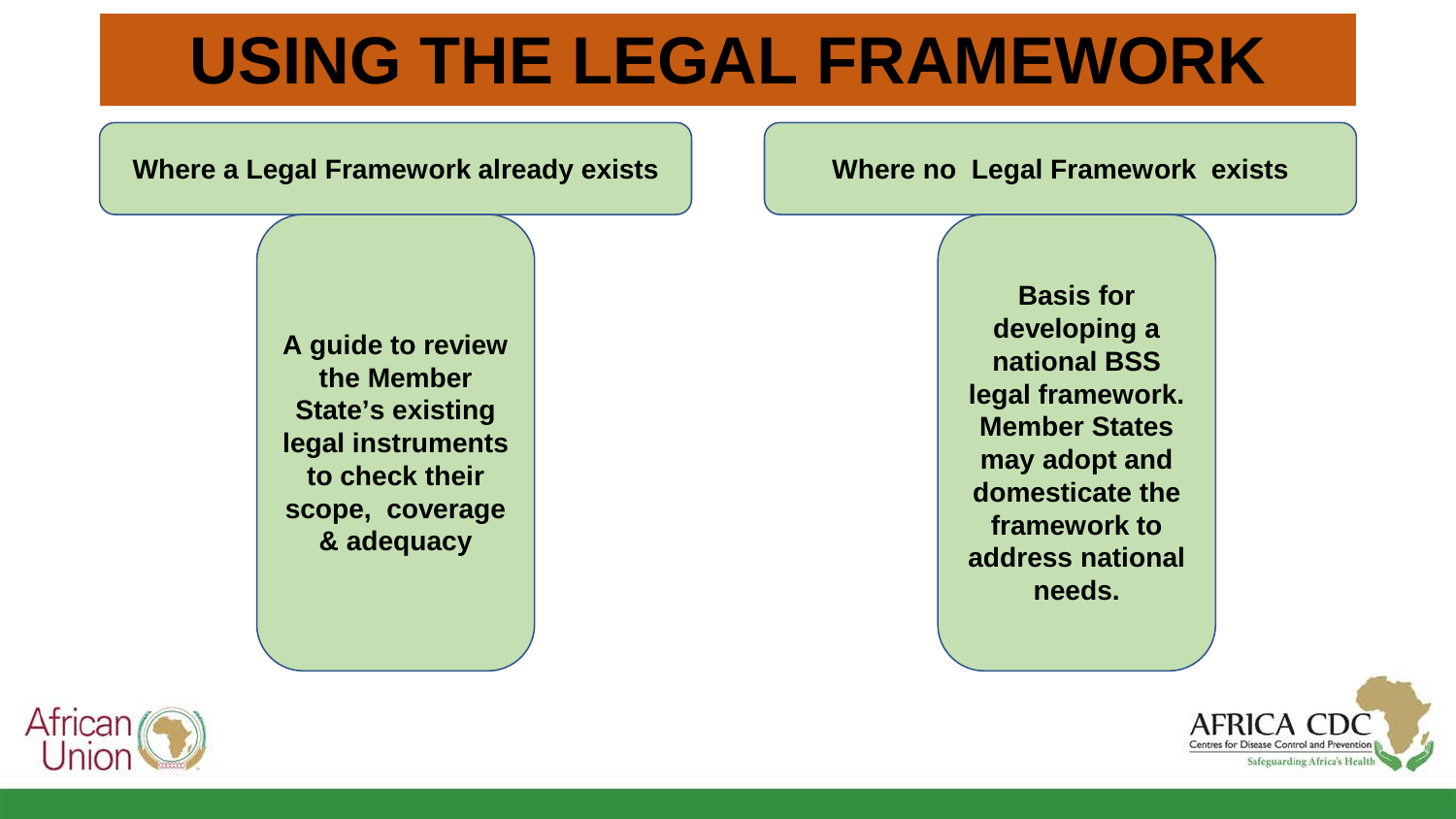# USING THE LEGAL FRAMEWORK

## Where a Legal Framework already exists

**A guide to review the Member State's existing legal instruments to check their scope, coverage & adequacy**

## Where no Legal Framework exists

**Basis for developing a national BSS legal framework. Member States may adopt and domesticate the framework to address national needs.**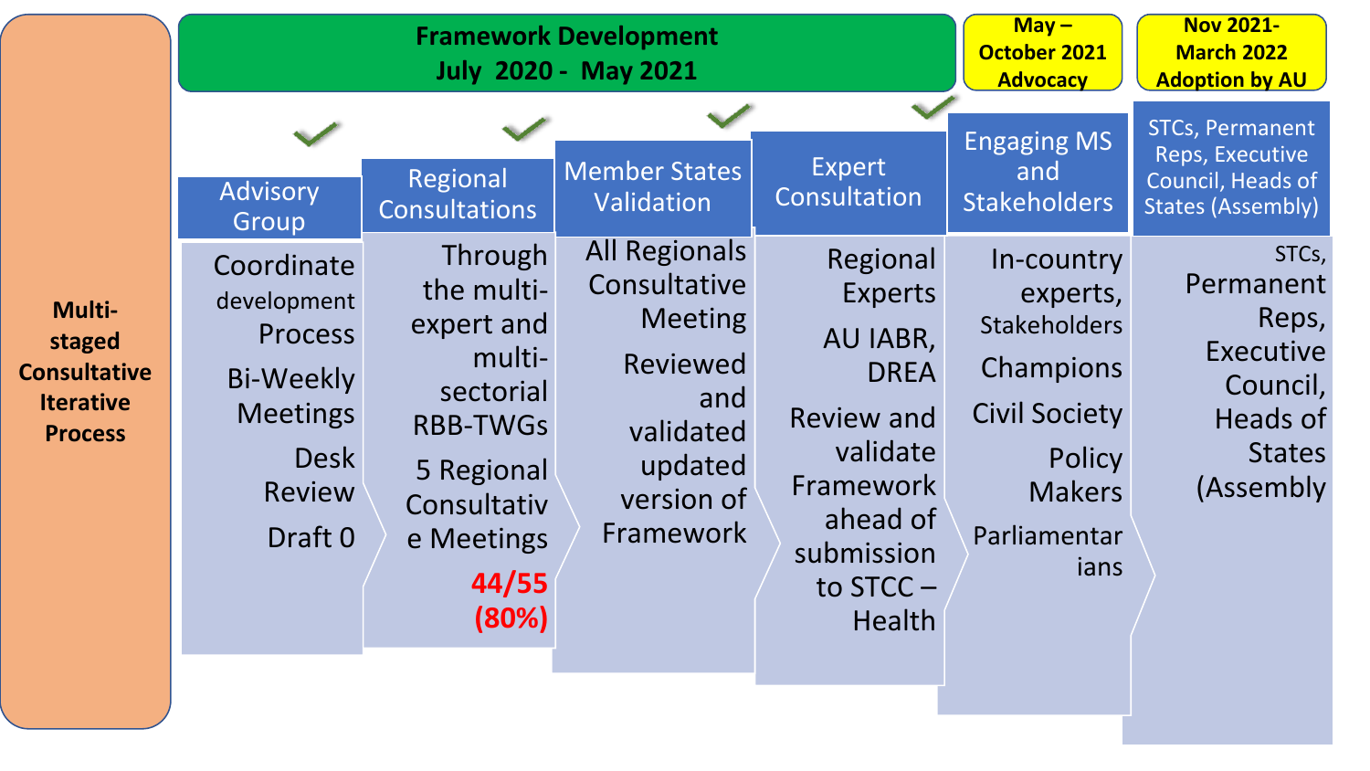**Multi-staged Consultative Iterative Process**

| Framework Development July 2020 - May 2021 | | | | May – October 2021 Advocacy | Nov 2021- March 2022 Adoption by AU |
|---|---|---|---|---|---|
| **Advisory Group** | **Regional Consultations** | **Member States Validation** | **Expert Consultation** | **Engaging MS and Stakeholders** | **STCs, Permanent Reps, Executive Council, Heads of States (Assembly)** |
| Coordinate development Process<br>Bi-Weekly Meetings<br>Desk Review<br>Draft 0 | Through the multi-expert and multi-sectorial RBB-TWGs<br>5 Regional Consultative Meetings<br>**44/55 (80%)** | All Regionals Consultative Meeting<br>Reviewed and validated updated version of Framework | Regional Experts<br>AU IABR, DREA<br>Review and validate Framework ahead of submission to STCC – Health | In-country experts, Stakeholders<br>Champions<br>Civil Society<br>Policy Makers<br>Parliamentarians | STCs, Permanent Reps, Executive Council, Heads of States (Assembly |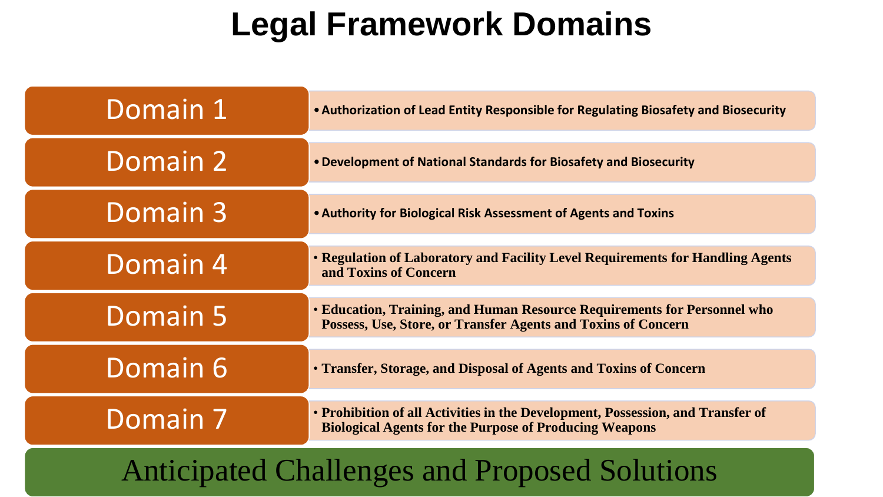# Legal Framework Domains

| Domain | Description |
|---|---|
| Domain 1 | Authorization of Lead Entity Responsible for Regulating Biosafety and Biosecurity |
| Domain 2 | Development of National Standards for Biosafety and Biosecurity |
| Domain 3 | Authority for Biological Risk Assessment of Agents and Toxins |
| Domain 4 | Regulation of Laboratory and Facility Level Requirements for Handling Agents and Toxins of Concern |
| Domain 5 | Education, Training, and Human Resource Requirements for Personnel who Possess, Use, Store, or Transfer Agents and Toxins of Concern |
| Domain 6 | Transfer, Storage, and Disposal of Agents and Toxins of Concern |
| Domain 7 | Prohibition of all Activities in the Development, Possession, and Transfer of Biological Agents for the Purpose of Producing Weapons |

**Anticipated Challenges and Proposed Solutions**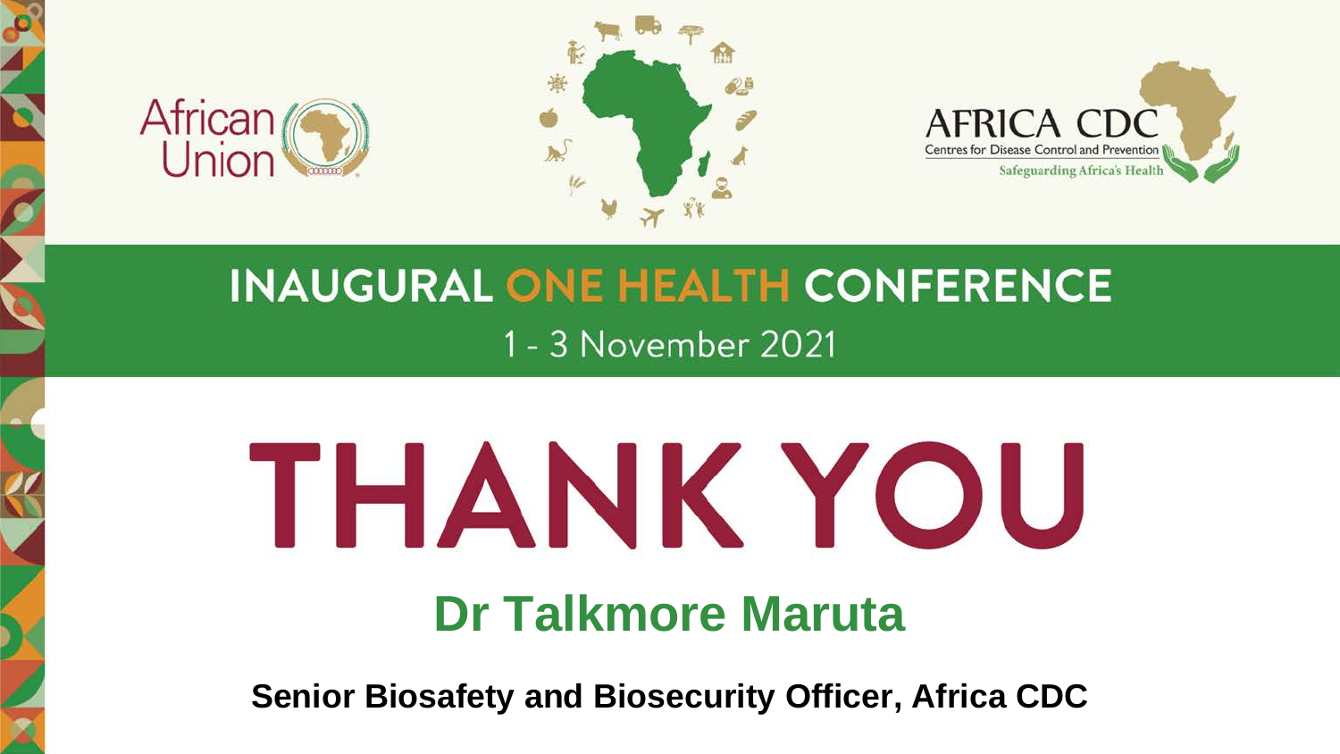African Union

AFRICA CDC
Centres for Disease Control and Prevention
Safeguarding Africa's Health

## INAUGURAL ONE HEALTH CONFERENCE

1 - 3 November 2021

# THANK YOU

## Dr Talkmore Maruta

**Senior Biosafety and Biosecurity Officer, Africa CDC**